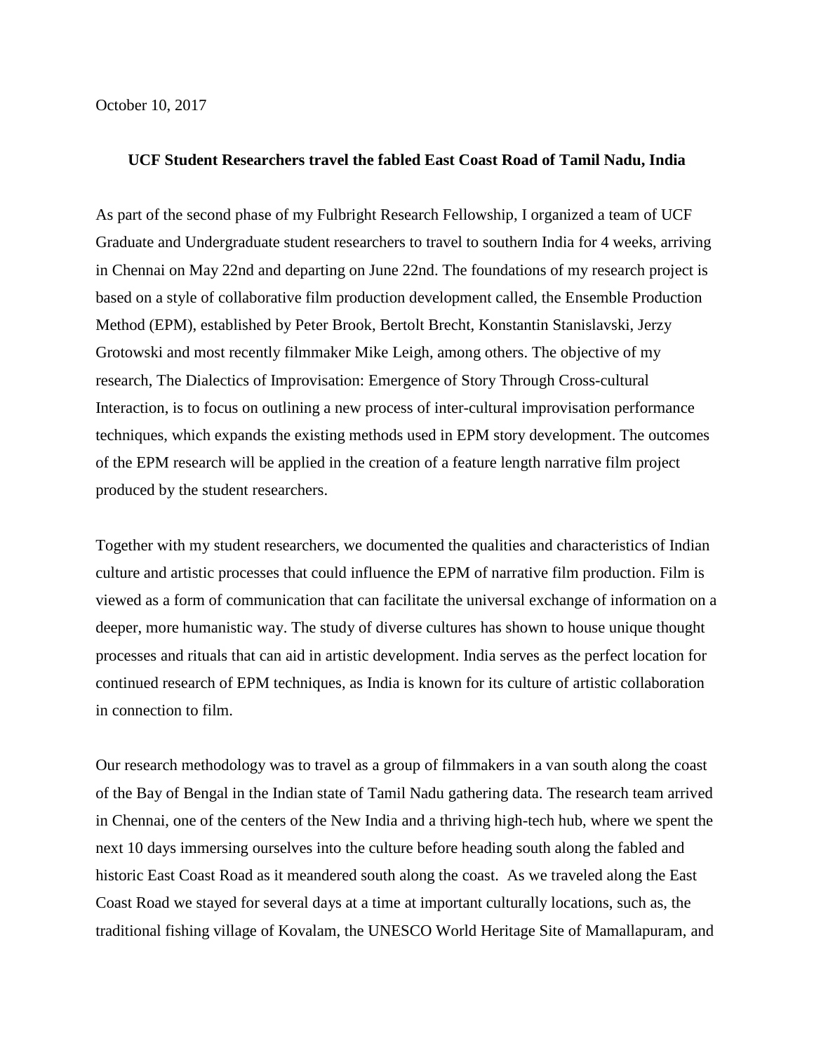October 10, 2017

**UCF Student Researchers travel the fabled East Coast Road of Tamil Nadu, India**

As part of the second phase of my Fulbright Research Fellowship, I organized a team of UCF Graduate and Undergraduate student researchers to travel to southern India for 4 weeks, arriving in Chennai on May 22nd and departing on June 22nd. The foundations of my research project is based on a style of collaborative film production development called, the Ensemble Production Method (EPM), established by Peter Brook, Bertolt Brecht, Konstantin Stanislavski, Jerzy Grotowski and most recently filmmaker Mike Leigh, among others. The objective of my research, The Dialectics of Improvisation: Emergence of Story Through Cross-cultural Interaction, is to focus on outlining a new process of inter-cultural improvisation performance techniques, which expands the existing methods used in EPM story development. The outcomes of the EPM research will be applied in the creation of a feature length narrative film project produced by the student researchers.

Together with my student researchers, we documented the qualities and characteristics of Indian culture and artistic processes that could influence the EPM of narrative film production. Film is viewed as a form of communication that can facilitate the universal exchange of information on a deeper, more humanistic way. The study of diverse cultures has shown to house unique thought processes and rituals that can aid in artistic development. India serves as the perfect location for continued research of EPM techniques, as India is known for its culture of artistic collaboration in connection to film.

Our research methodology was to travel as a group of filmmakers in a van south along the coast of the Bay of Bengal in the Indian state of Tamil Nadu gathering data. The research team arrived in Chennai, one of the centers of the New India and a thriving high-tech hub, where we spent the next 10 days immersing ourselves into the culture before heading south along the fabled and historic East Coast Road as it meandered south along the coast. As we traveled along the East Coast Road we stayed for several days at a time at important culturally locations, such as, the traditional fishing village of Kovalam, the UNESCO World Heritage Site of Mamallapuram, and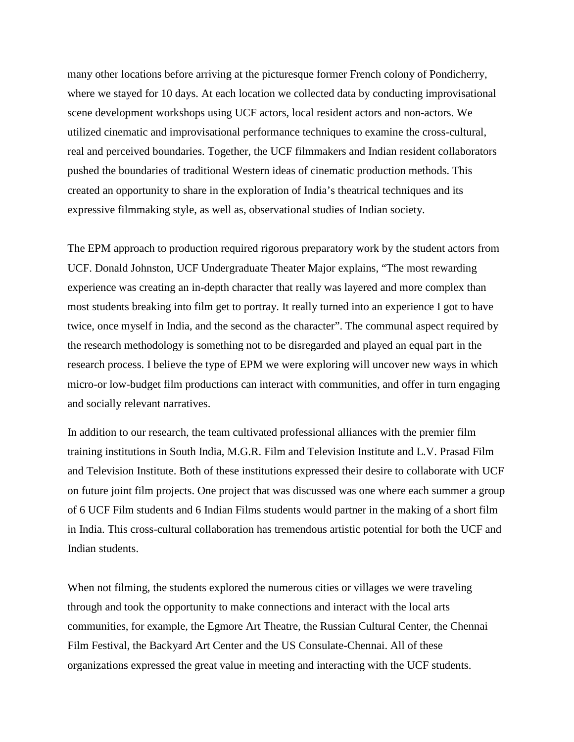many other locations before arriving at the picturesque former French colony of Pondicherry, where we stayed for 10 days. At each location we collected data by conducting improvisational scene development workshops using UCF actors, local resident actors and non-actors. We utilized cinematic and improvisational performance techniques to examine the cross-cultural, real and perceived boundaries. Together, the UCF filmmakers and Indian resident collaborators pushed the boundaries of traditional Western ideas of cinematic production methods. This created an opportunity to share in the exploration of India's theatrical techniques and its expressive filmmaking style, as well as, observational studies of Indian society.

The EPM approach to production required rigorous preparatory work by the student actors from UCF. Donald Johnston, UCF Undergraduate Theater Major explains, "The most rewarding experience was creating an in-depth character that really was layered and more complex than most students breaking into film get to portray. It really turned into an experience I got to have twice, once myself in India, and the second as the character". The communal aspect required by the research methodology is something not to be disregarded and played an equal part in the research process. I believe the type of EPM we were exploring will uncover new ways in which micro-or low-budget film productions can interact with communities, and offer in turn engaging and socially relevant narratives.

In addition to our research, the team cultivated professional alliances with the premier film training institutions in South India, M.G.R. Film and Television Institute and L.V. Prasad Film and Television Institute. Both of these institutions expressed their desire to collaborate with UCF on future joint film projects. One project that was discussed was one where each summer a group of 6 UCF Film students and 6 Indian Films students would partner in the making of a short film in India. This cross-cultural collaboration has tremendous artistic potential for both the UCF and Indian students.

When not filming, the students explored the numerous cities or villages we were traveling through and took the opportunity to make connections and interact with the local arts communities, for example, the Egmore Art Theatre, the Russian Cultural Center, the Chennai Film Festival, the Backyard Art Center and the US Consulate-Chennai. All of these organizations expressed the great value in meeting and interacting with the UCF students.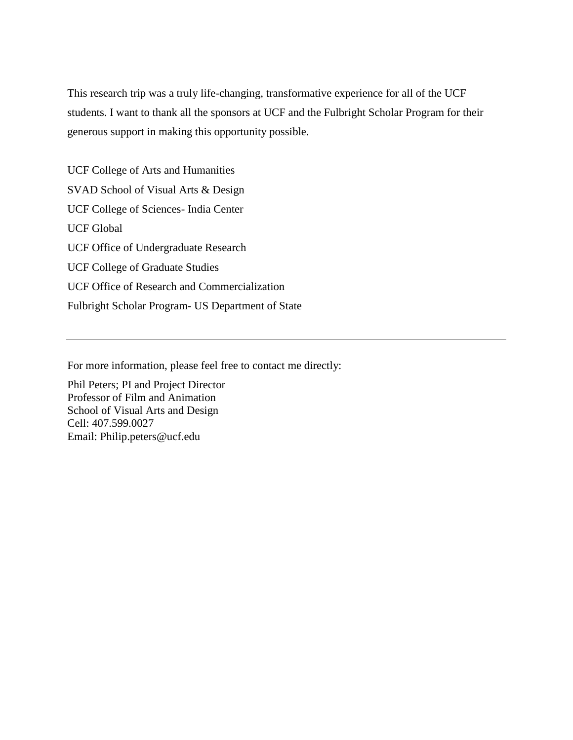This research trip was a truly life-changing, transformative experience for all of the UCF students. I want to thank all the sponsors at UCF and the Fulbright Scholar Program for their generous support in making this opportunity possible.

UCF College of Arts and Humanities
SVAD School of Visual Arts & Design
UCF College of Sciences- India Center
UCF Global
UCF Office of Undergraduate Research
UCF College of Graduate Studies
UCF Office of Research and Commercialization
Fulbright Scholar Program- US Department of State

---

For more information, please feel free to contact me directly:

Phil Peters; PI and Project Director
Professor of Film and Animation
School of Visual Arts and Design
Cell: 407.599.0027
Email: Philip.peters@ucf.edu